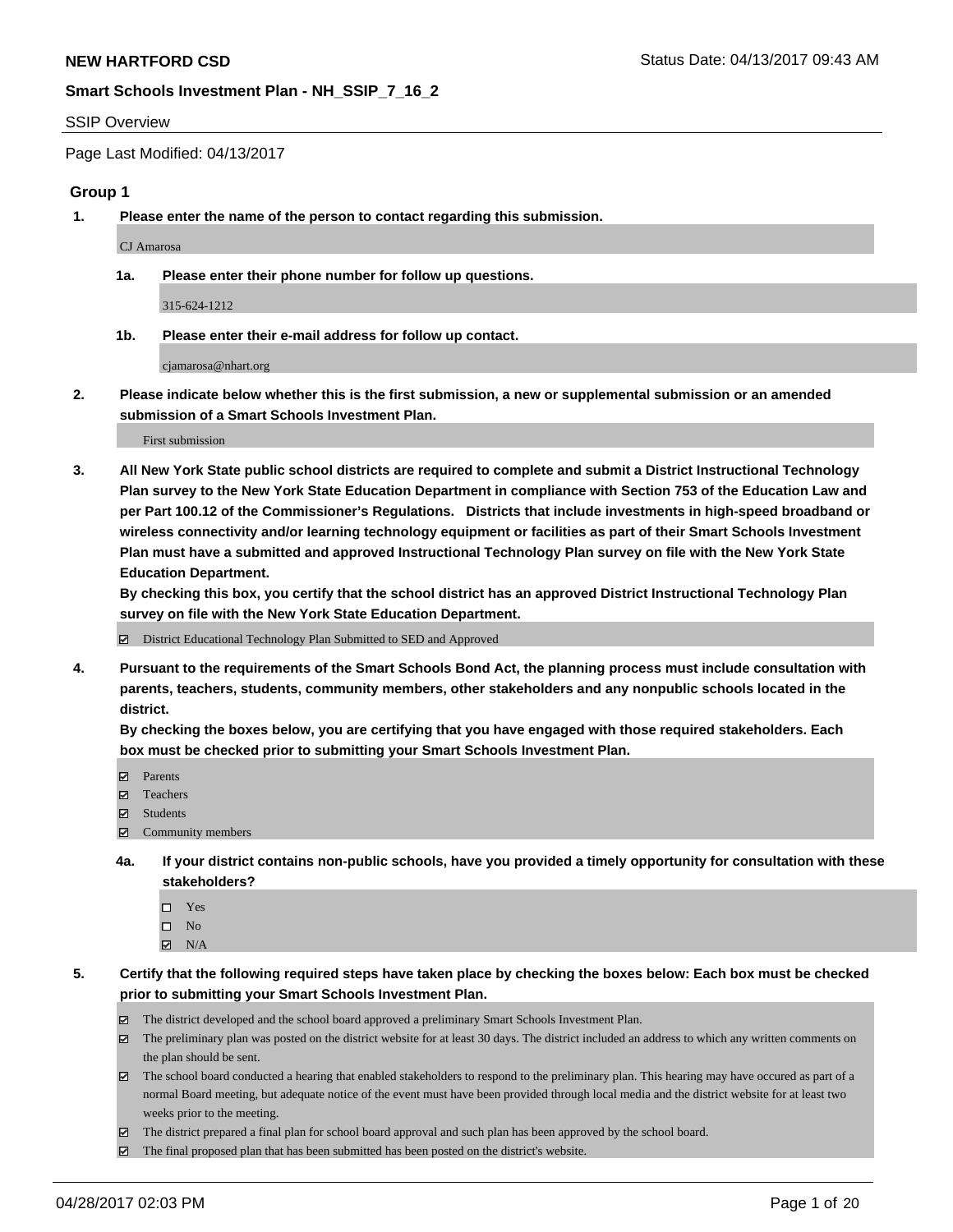**NEW HARTFORD CSD** Status Date: 04/13/2017 09:43 AM

**Smart Schools Investment Plan - NH_SSIP_7_16_2**

SSIP Overview

Page Last Modified: 04/13/2017

### Group 1

**1. Please enter the name of the person to contact regarding this submission.**

CJ Amarosa

**1a. Please enter their phone number for follow up questions.**

315-624-1212

**1b. Please enter their e-mail address for follow up contact.**

cjamarosa@nhart.org

**2. Please indicate below whether this is the first submission, a new or supplemental submission or an amended submission of a Smart Schools Investment Plan.**

First submission

**3. All New York State public school districts are required to complete and submit a District Instructional Technology Plan survey to the New York State Education Department in compliance with Section 753 of the Education Law and per Part 100.12 of the Commissioner's Regulations. Districts that include investments in high-speed broadband or wireless connectivity and/or learning technology equipment or facilities as part of their Smart Schools Investment Plan must have a submitted and approved Instructional Technology Plan survey on file with the New York State Education Department.**
**By checking this box, you certify that the school district has an approved District Instructional Technology Plan survey on file with the New York State Education Department.**

- ☑ District Educational Technology Plan Submitted to SED and Approved

**4. Pursuant to the requirements of the Smart Schools Bond Act, the planning process must include consultation with parents, teachers, students, community members, other stakeholders and any nonpublic schools located in the district.**
**By checking the boxes below, you are certifying that you have engaged with those required stakeholders. Each box must be checked prior to submitting your Smart Schools Investment Plan.**

- ☑ Parents
- ☑ Teachers
- ☑ Students
- ☑ Community members

**4a. If your district contains non-public schools, have you provided a timely opportunity for consultation with these stakeholders?**

- ☐ Yes
- ☐ No
- ☑ N/A

**5. Certify that the following required steps have taken place by checking the boxes below: Each box must be checked prior to submitting your Smart Schools Investment Plan.**

- ☑ The district developed and the school board approved a preliminary Smart Schools Investment Plan.
- ☑ The preliminary plan was posted on the district website for at least 30 days. The district included an address to which any written comments on the plan should be sent.
- ☑ The school board conducted a hearing that enabled stakeholders to respond to the preliminary plan. This hearing may have occured as part of a normal Board meeting, but adequate notice of the event must have been provided through local media and the district website for at least two weeks prior to the meeting.
- ☑ The district prepared a final plan for school board approval and such plan has been approved by the school board.
- ☑ The final proposed plan that has been submitted has been posted on the district's website.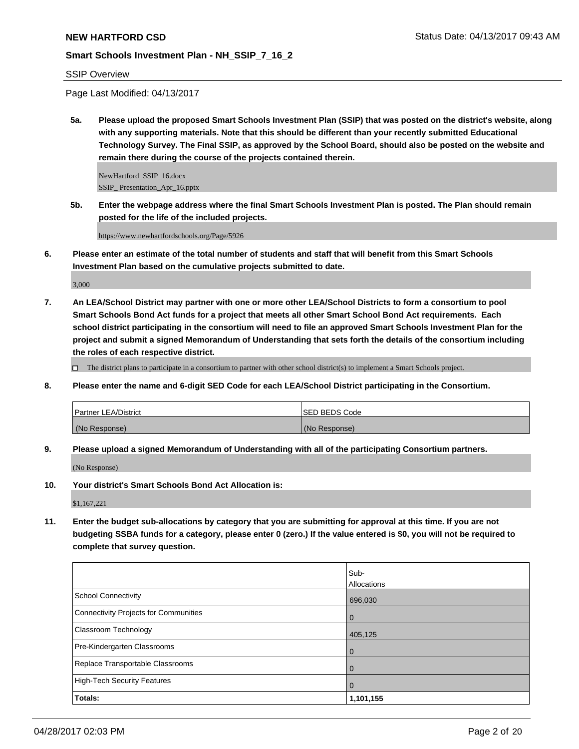**NEW HARTFORD CSD**

**Smart Schools Investment Plan - NH_SSIP_7_16_2**

SSIP Overview

Page Last Modified: 04/13/2017

**5a. Please upload the proposed Smart Schools Investment Plan (SSIP) that was posted on the district's website, along with any supporting materials. Note that this should be different than your recently submitted Educational Technology Survey. The Final SSIP, as approved by the School Board, should also be posted on the website and remain there during the course of the projects contained therein.**

NewHartford_SSIP_16.docx
SSIP_ Presentation_Apr_16.pptx

**5b. Enter the webpage address where the final Smart Schools Investment Plan is posted. The Plan should remain posted for the life of the included projects.**

https://www.newhartfordschools.org/Page/5926

**6. Please enter an estimate of the total number of students and staff that will benefit from this Smart Schools Investment Plan based on the cumulative projects submitted to date.**

3,000

**7. An LEA/School District may partner with one or more other LEA/School Districts to form a consortium to pool Smart Schools Bond Act funds for a project that meets all other Smart School Bond Act requirements. Each school district participating in the consortium will need to file an approved Smart Schools Investment Plan for the project and submit a signed Memorandum of Understanding that sets forth the details of the consortium including the roles of each respective district.**

☐ The district plans to participate in a consortium to partner with other school district(s) to implement a Smart Schools project.

**8. Please enter the name and 6-digit SED Code for each LEA/School District participating in the Consortium.**

| Partner LEA/District | SED BEDS Code |
|---|---|
| (No Response) | (No Response) |

**9. Please upload a signed Memorandum of Understanding with all of the participating Consortium partners.**

(No Response)

**10. Your district's Smart Schools Bond Act Allocation is:**

$1,167,221

**11. Enter the budget sub-allocations by category that you are submitting for approval at this time. If you are not budgeting SSBA funds for a category, please enter 0 (zero.) If the value entered is $0, you will not be required to complete that survey question.**

| | Sub-Allocations |
|---|---|
| School Connectivity | 696,030 |
| Connectivity Projects for Communities | 0 |
| Classroom Technology | 405,125 |
| Pre-Kindergarten Classrooms | 0 |
| Replace Transportable Classrooms | 0 |
| High-Tech Security Features | 0 |
| **Totals:** | **1,101,155** |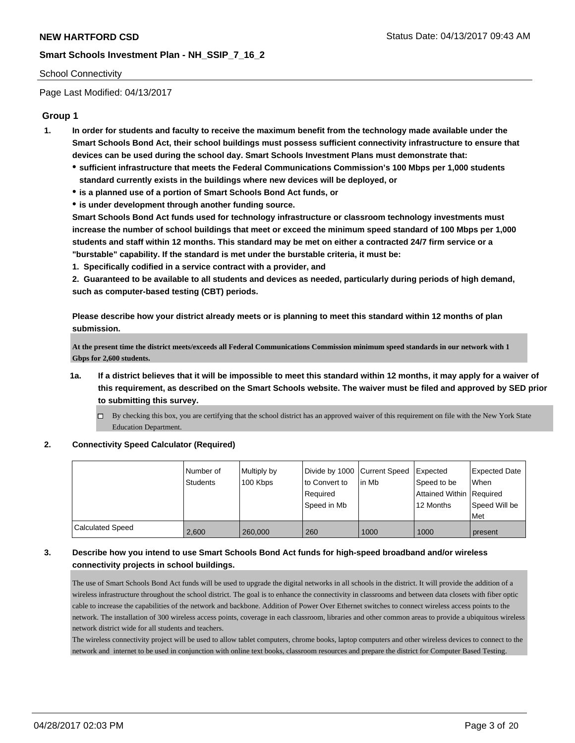School Connectivity

Page Last Modified: 04/13/2017

## Group 1

**1. In order for students and faculty to receive the maximum benefit from the technology made available under the Smart Schools Bond Act, their school buildings must possess sufficient connectivity infrastructure to ensure that devices can be used during the school day. Smart Schools Investment Plans must demonstrate that:**

- **sufficient infrastructure that meets the Federal Communications Commission's 100 Mbps per 1,000 students standard currently exists in the buildings where new devices will be deployed, or**
- **is a planned use of a portion of Smart Schools Bond Act funds, or**
- **is under development through another funding source.**

**Smart Schools Bond Act funds used for technology infrastructure or classroom technology investments must increase the number of school buildings that meet or exceed the minimum speed standard of 100 Mbps per 1,000 students and staff within 12 months. This standard may be met on either a contracted 24/7 firm service or a "burstable" capability. If the standard is met under the burstable criteria, it must be:**

**1. Specifically codified in a service contract with a provider, and**

**2. Guaranteed to be available to all students and devices as needed, particularly during periods of high demand, such as computer-based testing (CBT) periods.**

**Please describe how your district already meets or is planning to meet this standard within 12 months of plan submission.**

**At the present time the district meets/exceeds all Federal Communications Commission minimum speed standards in our network with 1 Gbps for 2,600 students.**

**1a. If a district believes that it will be impossible to meet this standard within 12 months, it may apply for a waiver of this requirement, as described on the Smart Schools website. The waiver must be filed and approved by SED prior to submitting this survey.**

☐ By checking this box, you are certifying that the school district has an approved waiver of this requirement on file with the New York State Education Department.

**2. Connectivity Speed Calculator (Required)**

| | Number of Students | Multiply by 100 Kbps | Divide by 1000 to Convert to Required Speed in Mb | Current Speed in Mb | Expected Speed to be Attained Within 12 Months | Expected Date When Required Speed Will be Met |
|---|---|---|---|---|---|---|
| Calculated Speed | 2,600 | 260,000 | 260 | 1000 | 1000 | present |

**3. Describe how you intend to use Smart Schools Bond Act funds for high-speed broadband and/or wireless connectivity projects in school buildings.**

The use of Smart Schools Bond Act funds will be used to upgrade the digital networks in all schools in the district. It will provide the addition of a wireless infrastructure throughout the school district. The goal is to enhance the connectivity in classrooms and between data closets with fiber optic cable to increase the capabilities of the network and backbone. Addition of Power Over Ethernet switches to connect wireless access points to the network. The installation of 300 wireless access points, coverage in each classroom, libraries and other common areas to provide a ubiquitous wireless network district wide for all students and teachers.
The wireless connectivity project will be used to allow tablet computers, chrome books, laptop computers and other wireless devices to connect to the network and internet to be used in conjunction with online text books, classroom resources and prepare the district for Computer Based Testing.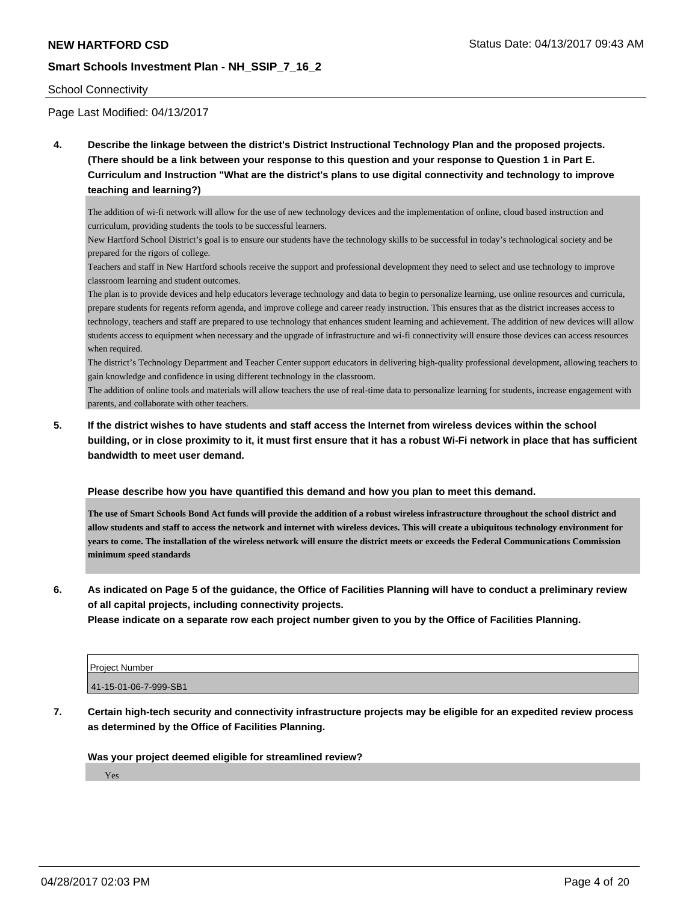School Connectivity

Page Last Modified: 04/13/2017

**4. Describe the linkage between the district's District Instructional Technology Plan and the proposed projects. (There should be a link between your response to this question and your response to Question 1 in Part E. Curriculum and Instruction "What are the district's plans to use digital connectivity and technology to improve teaching and learning?)**

The addition of wi-fi network will allow for the use of new technology devices and the implementation of online, cloud based instruction and curriculum, providing students the tools to be successful learners.
New Hartford School District's goal is to ensure our students have the technology skills to be successful in today's technological society and be prepared for the rigors of college.
Teachers and staff in New Hartford schools receive the support and professional development they need to select and use technology to improve classroom learning and student outcomes.
The plan is to provide devices and help educators leverage technology and data to begin to personalize learning, use online resources and curricula, prepare students for regents reform agenda, and improve college and career ready instruction. This ensures that as the district increases access to technology, teachers and staff are prepared to use technology that enhances student learning and achievement. The addition of new devices will allow students access to equipment when necessary and the upgrade of infrastructure and wi-fi connectivity will ensure those devices can access resources when required.
The district's Technology Department and Teacher Center support educators in delivering high-quality professional development, allowing teachers to gain knowledge and confidence in using different technology in the classroom.
The addition of online tools and materials will allow teachers the use of real-time data to personalize learning for students, increase engagement with parents, and collaborate with other teachers.

**5. If the district wishes to have students and staff access the Internet from wireless devices within the school building, or in close proximity to it, it must first ensure that it has a robust Wi-Fi network in place that has sufficient bandwidth to meet user demand.**

**Please describe how you have quantified this demand and how you plan to meet this demand.**

**The use of Smart Schools Bond Act funds will provide the addition of a robust wireless infrastructure throughout the school district and allow students and staff to access the network and internet with wireless devices. This will create a ubiquitous technology environment for years to come. The installation of the wireless network will ensure the district meets or exceeds the Federal Communications Commission minimum speed standards**

**6. As indicated on Page 5 of the guidance, the Office of Facilities Planning will have to conduct a preliminary review of all capital projects, including connectivity projects.**
**Please indicate on a separate row each project number given to you by the Office of Facilities Planning.**

| Project Number |
| --- |
| 41-15-01-06-7-999-SB1 |

**7. Certain high-tech security and connectivity infrastructure projects may be eligible for an expedited review process as determined by the Office of Facilities Planning.**

**Was your project deemed eligible for streamlined review?**

Yes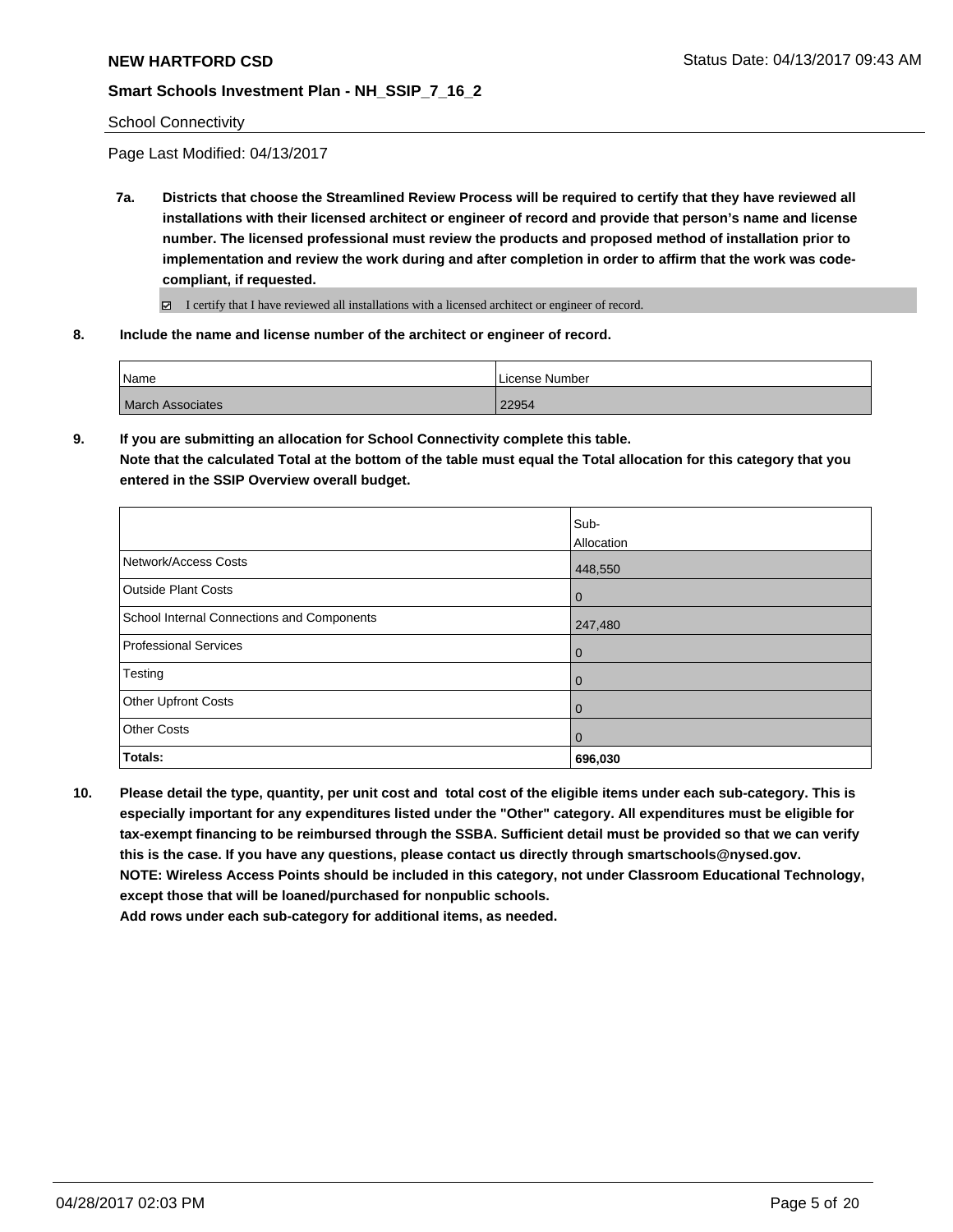**NEW HARTFORD CSD**

**Smart Schools Investment Plan - NH_SSIP_7_16_2**

School Connectivity

Page Last Modified: 04/13/2017

**7a. Districts that choose the Streamlined Review Process will be required to certify that they have reviewed all installations with their licensed architect or engineer of record and provide that person's name and license number. The licensed professional must review the products and proposed method of installation prior to implementation and review the work during and after completion in order to affirm that the work was code-compliant, if requested.**

☑ I certify that I have reviewed all installations with a licensed architect or engineer of record.

**8. Include the name and license number of the architect or engineer of record.**

| Name | License Number |
|---|---|
| March Associates | 22954 |

**9. If you are submitting an allocation for School Connectivity complete this table.**
**Note that the calculated Total at the bottom of the table must equal the Total allocation for this category that you entered in the SSIP Overview overall budget.**

| | Sub-Allocation |
|---|---|
| Network/Access Costs | 448,550 |
| Outside Plant Costs | 0 |
| School Internal Connections and Components | 247,480 |
| Professional Services | 0 |
| Testing | 0 |
| Other Upfront Costs | 0 |
| Other Costs | 0 |
| **Totals:** | **696,030** |

**10. Please detail the type, quantity, per unit cost and total cost of the eligible items under each sub-category. This is especially important for any expenditures listed under the "Other" category. All expenditures must be eligible for tax-exempt financing to be reimbursed through the SSBA. Sufficient detail must be provided so that we can verify this is the case. If you have any questions, please contact us directly through smartschools@nysed.gov.**
**NOTE: Wireless Access Points should be included in this category, not under Classroom Educational Technology, except those that will be loaned/purchased for nonpublic schools.**
**Add rows under each sub-category for additional items, as needed.**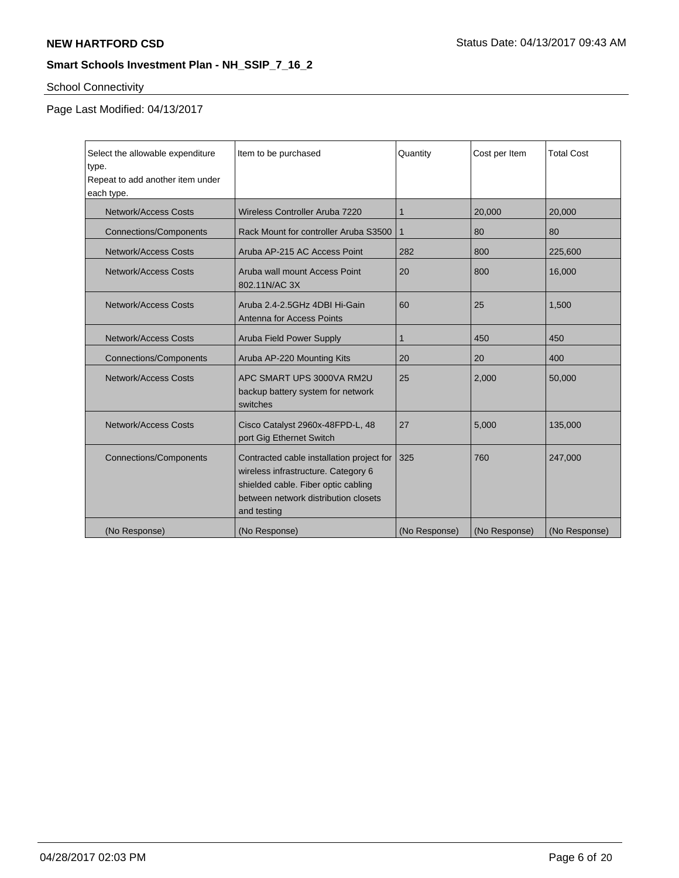# NEW HARTFORD CSD

Status Date: 04/13/2017 09:43 AM

## Smart Schools Investment Plan - NH_SSIP_7_16_2

School Connectivity

Page Last Modified: 04/13/2017

| Select the allowable expenditure type. Repeat to add another item under each type. | Item to be purchased | Quantity | Cost per Item | Total Cost |
|---|---|---|---|---|
| Network/Access Costs | Wireless Controller Aruba 7220 | 1 | 20,000 | 20,000 |
| Connections/Components | Rack Mount for controller Aruba S3500 | 1 | 80 | 80 |
| Network/Access Costs | Aruba AP-215 AC Access Point | 282 | 800 | 225,600 |
| Network/Access Costs | Aruba wall mount Access Point 802.11N/AC 3X | 20 | 800 | 16,000 |
| Network/Access Costs | Aruba 2.4-2.5GHz 4DBI Hi-Gain Antenna for Access Points | 60 | 25 | 1,500 |
| Network/Access Costs | Aruba Field Power Supply | 1 | 450 | 450 |
| Connections/Components | Aruba AP-220 Mounting Kits | 20 | 20 | 400 |
| Network/Access Costs | APC SMART UPS 3000VA RM2U backup battery system for network switches | 25 | 2,000 | 50,000 |
| Network/Access Costs | Cisco Catalyst 2960x-48FPD-L, 48 port Gig Ethernet Switch | 27 | 5,000 | 135,000 |
| Connections/Components | Contracted cable installation project for wireless infrastructure. Category 6 shielded cable. Fiber optic cabling between network distribution closets and testing | 325 | 760 | 247,000 |
| (No Response) | (No Response) | (No Response) | (No Response) | (No Response) |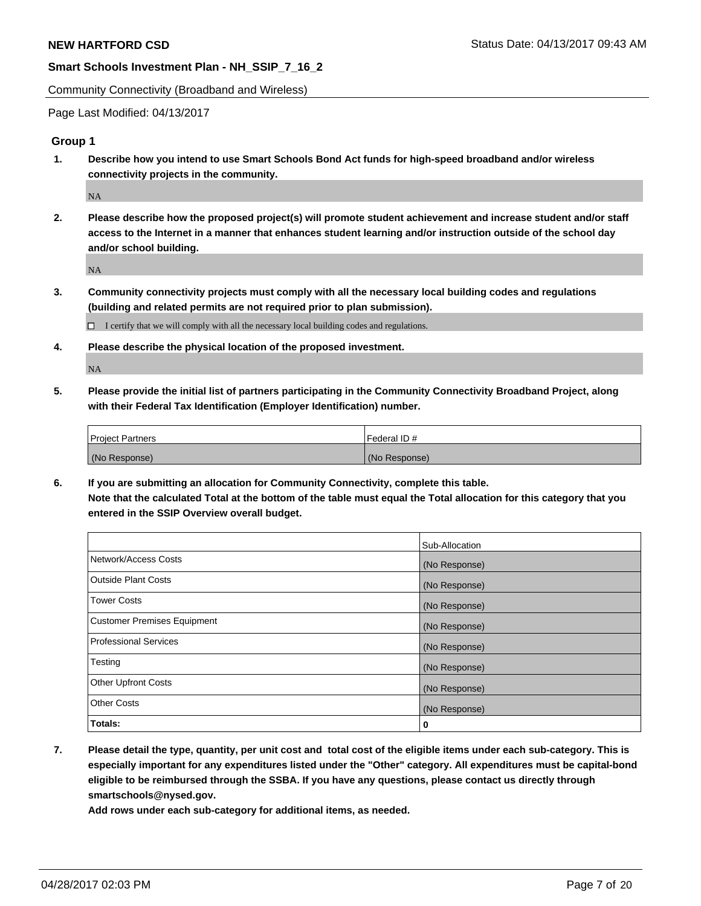**NEW HARTFORD CSD** Status Date: 04/13/2017 09:43 AM

**Smart Schools Investment Plan - NH_SSIP_7_16_2**

Community Connectivity (Broadband and Wireless)

Page Last Modified: 04/13/2017

### Group 1

1. **Describe how you intend to use Smart Schools Bond Act funds for high-speed broadband and/or wireless connectivity projects in the community.**

   NA

2. **Please describe how the proposed project(s) will promote student achievement and increase student and/or staff access to the Internet in a manner that enhances student learning and/or instruction outside of the school day and/or school building.**

   NA

3. **Community connectivity projects must comply with all the necessary local building codes and regulations (building and related permits are not required prior to plan submission).**

   ☐ I certify that we will comply with all the necessary local building codes and regulations.

4. **Please describe the physical location of the proposed investment.**

   NA

5. **Please provide the initial list of partners participating in the Community Connectivity Broadband Project, along with their Federal Tax Identification (Employer Identification) number.**

| Project Partners | Federal ID # |
|---|---|
| (No Response) | (No Response) |

6. **If you are submitting an allocation for Community Connectivity, complete this table.**
   **Note that the calculated Total at the bottom of the table must equal the Total allocation for this category that you entered in the SSIP Overview overall budget.**

| | Sub-Allocation |
|---|---|
| Network/Access Costs | (No Response) |
| Outside Plant Costs | (No Response) |
| Tower Costs | (No Response) |
| Customer Premises Equipment | (No Response) |
| Professional Services | (No Response) |
| Testing | (No Response) |
| Other Upfront Costs | (No Response) |
| Other Costs | (No Response) |
| **Totals:** | **0** |

7. **Please detail the type, quantity, per unit cost and total cost of the eligible items under each sub-category. This is especially important for any expenditures listed under the "Other" category. All expenditures must be capital-bond eligible to be reimbursed through the SSBA. If you have any questions, please contact us directly through smartschools@nysed.gov.**
   **Add rows under each sub-category for additional items, as needed.**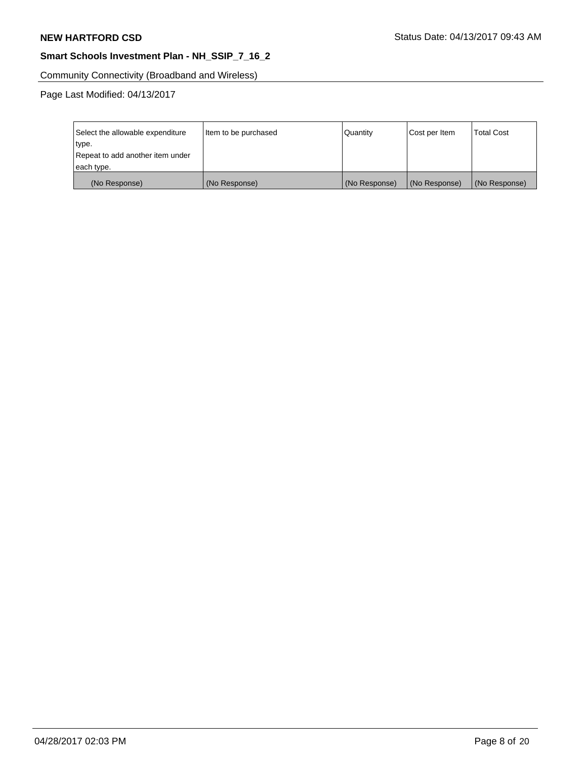Community Connectivity (Broadband and Wireless)

Page Last Modified: 04/13/2017

| Select the allowable expenditure type.<br>Repeat to add another item under each type. | Item to be purchased | Quantity | Cost per Item | Total Cost |
|---|---|---|---|---|
| (No Response) | (No Response) | (No Response) | (No Response) | (No Response) |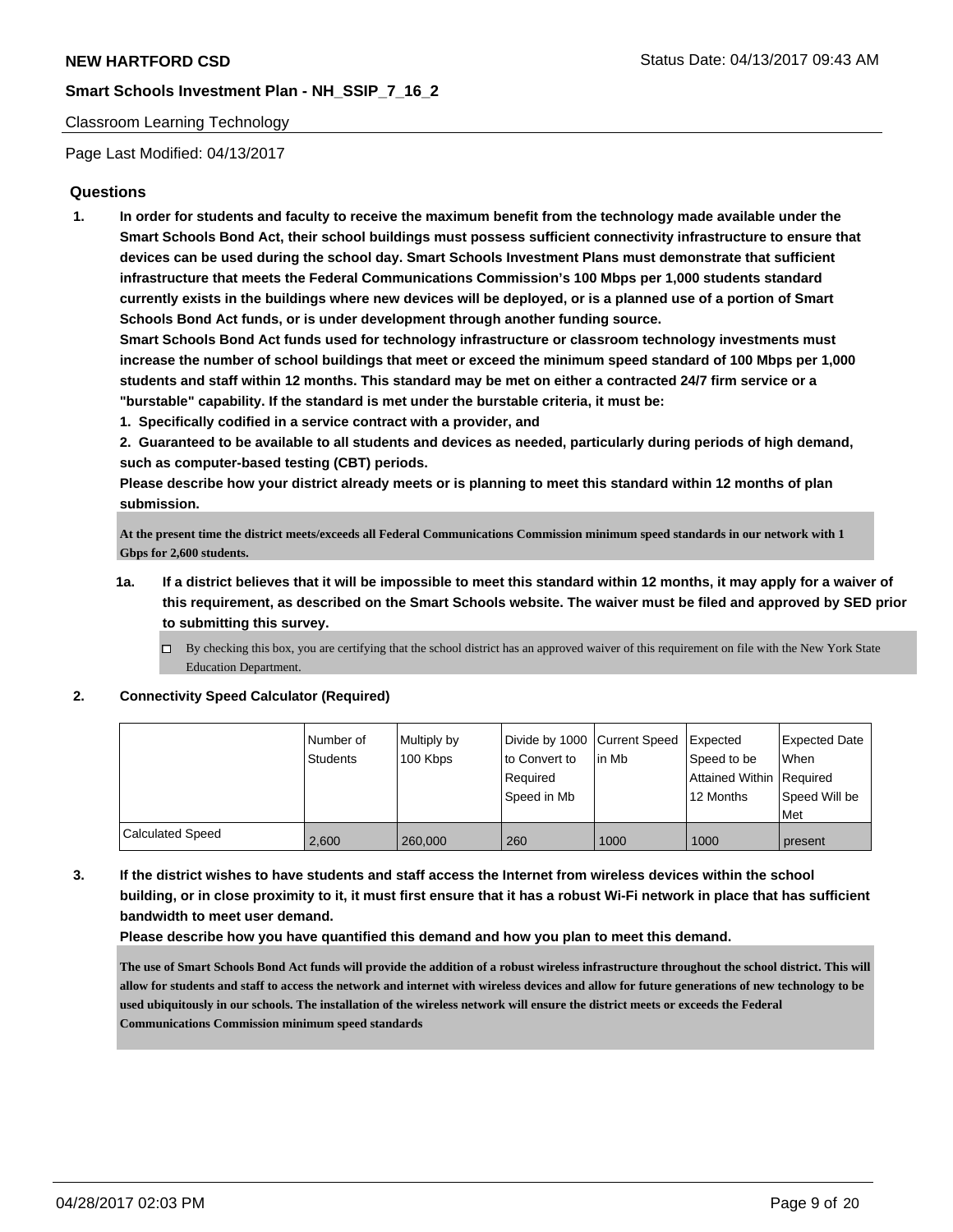**NEW HARTFORD CSD** Status Date: 04/13/2017 09:43 AM

**Smart Schools Investment Plan - NH_SSIP_7_16_2**

Classroom Learning Technology

Page Last Modified: 04/13/2017

## Questions

1. **In order for students and faculty to receive the maximum benefit from the technology made available under the Smart Schools Bond Act, their school buildings must possess sufficient connectivity infrastructure to ensure that devices can be used during the school day. Smart Schools Investment Plans must demonstrate that sufficient infrastructure that meets the Federal Communications Commission's 100 Mbps per 1,000 students standard currently exists in the buildings where new devices will be deployed, or is a planned use of a portion of Smart Schools Bond Act funds, or is under development through another funding source.**
   **Smart Schools Bond Act funds used for technology infrastructure or classroom technology investments must increase the number of school buildings that meet or exceed the minimum speed standard of 100 Mbps per 1,000 students and staff within 12 months. This standard may be met on either a contracted 24/7 firm service or a "burstable" capability. If the standard is met under the burstable criteria, it must be:**
   **1. Specifically codified in a service contract with a provider, and**
   **2. Guaranteed to be available to all students and devices as needed, particularly during periods of high demand, such as computer-based testing (CBT) periods.**
   **Please describe how your district already meets or is planning to meet this standard within 12 months of plan submission.**

   **At the present time the district meets/exceeds all Federal Communications Commission minimum speed standards in our network with 1 Gbps for 2,600 students.**

   1a. **If a district believes that it will be impossible to meet this standard within 12 months, it may apply for a waiver of this requirement, as described on the Smart Schools website. The waiver must be filed and approved by SED prior to submitting this survey.**

   ☐ By checking this box, you are certifying that the school district has an approved waiver of this requirement on file with the New York State Education Department.

2. **Connectivity Speed Calculator (Required)**

| | Number of Students | Multiply by 100 Kbps | Divide by 1000 to Convert to Required Speed in Mb | Current Speed in Mb | Expected Speed to be Attained Within 12 Months | Expected Date When Required Speed Will be Met |
|---|---|---|---|---|---|---|
| Calculated Speed | 2,600 | 260,000 | 260 | 1000 | 1000 | present |

3. **If the district wishes to have students and staff access the Internet from wireless devices within the school building, or in close proximity to it, it must first ensure that it has a robust Wi-Fi network in place that has sufficient bandwidth to meet user demand.**
   **Please describe how you have quantified this demand and how you plan to meet this demand.**

   **The use of Smart Schools Bond Act funds will provide the addition of a robust wireless infrastructure throughout the school district. This will allow for students and staff to access the network and internet with wireless devices and allow for future generations of new technology to be used ubiquitously in our schools. The installation of the wireless network will ensure the district meets or exceeds the Federal Communications Commission minimum speed standards**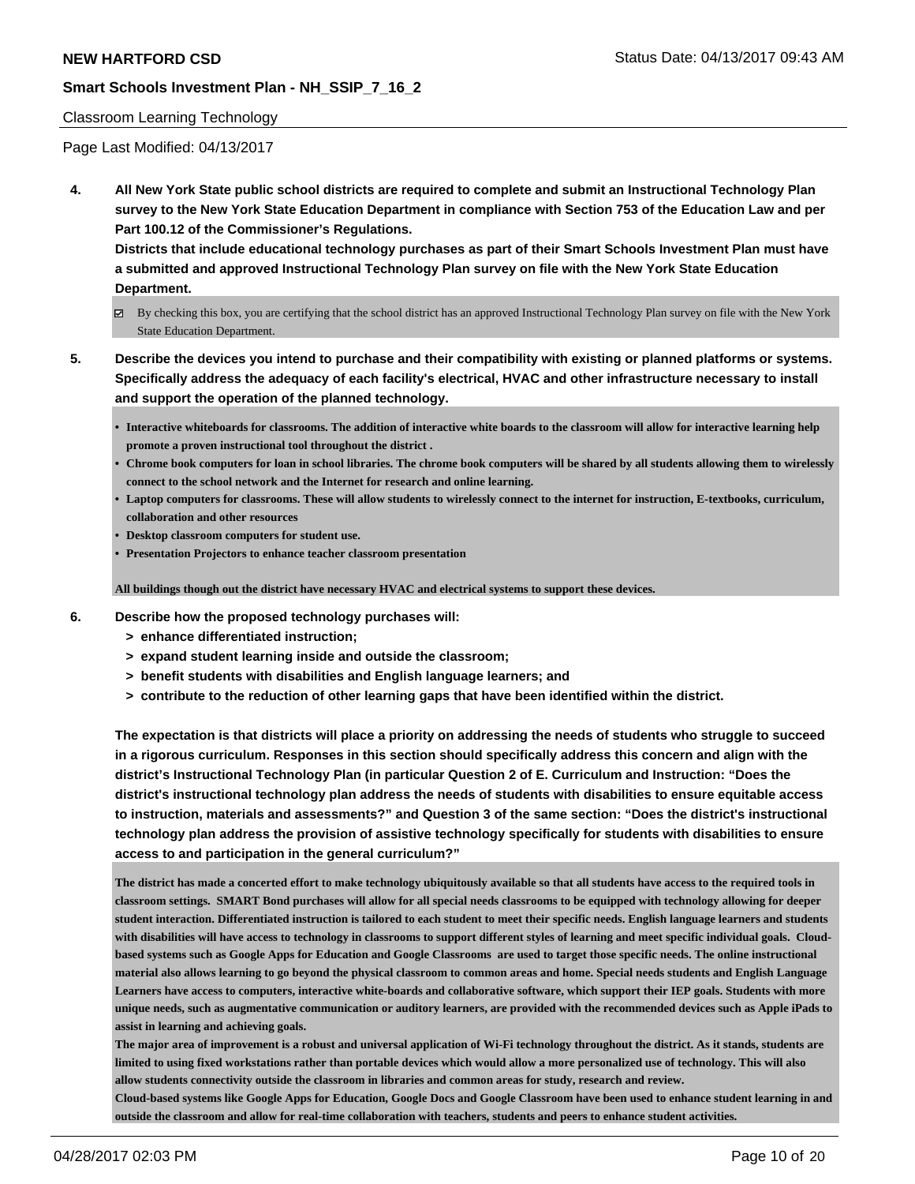Classroom Learning Technology

Page Last Modified: 04/13/2017

**4. All New York State public school districts are required to complete and submit an Instructional Technology Plan survey to the New York State Education Department in compliance with Section 753 of the Education Law and per Part 100.12 of the Commissioner's Regulations.**

**Districts that include educational technology purchases as part of their Smart Schools Investment Plan must have a submitted and approved Instructional Technology Plan survey on file with the New York State Education Department.**

☑ By checking this box, you are certifying that the school district has an approved Instructional Technology Plan survey on file with the New York State Education Department.

**5. Describe the devices you intend to purchase and their compatibility with existing or planned platforms or systems. Specifically address the adequacy of each facility's electrical, HVAC and other infrastructure necessary to install and support the operation of the planned technology.**

- **Interactive whiteboards for classrooms. The addition of interactive white boards to the classroom will allow for interactive learning help promote a proven instructional tool throughout the district .**
- **Chrome book computers for loan in school libraries. The chrome book computers will be shared by all students allowing them to wirelessly connect to the school network and the Internet for research and online learning.**
- **Laptop computers for classrooms. These will allow students to wirelessly connect to the internet for instruction, E-textbooks, curriculum, collaboration and other resources**
- **Desktop classroom computers for student use.**
- **Presentation Projectors to enhance teacher classroom presentation**

**All buildings though out the district have necessary HVAC and electrical systems to support these devices.**

**6. Describe how the proposed technology purchases will:**

- **> enhance differentiated instruction;**
- **> expand student learning inside and outside the classroom;**
- **> benefit students with disabilities and English language learners; and**
- **> contribute to the reduction of other learning gaps that have been identified within the district.**

**The expectation is that districts will place a priority on addressing the needs of students who struggle to succeed in a rigorous curriculum. Responses in this section should specifically address this concern and align with the district's Instructional Technology Plan (in particular Question 2 of E. Curriculum and Instruction: "Does the district's instructional technology plan address the needs of students with disabilities to ensure equitable access to instruction, materials and assessments?" and Question 3 of the same section: "Does the district's instructional technology plan address the provision of assistive technology specifically for students with disabilities to ensure access to and participation in the general curriculum?"**

**The district has made a concerted effort to make technology ubiquitously available so that all students have access to the required tools in classroom settings. SMART Bond purchases will allow for all special needs classrooms to be equipped with technology allowing for deeper student interaction. Differentiated instruction is tailored to each student to meet their specific needs. English language learners and students with disabilities will have access to technology in classrooms to support different styles of learning and meet specific individual goals. Cloud-based systems such as Google Apps for Education and Google Classrooms are used to target those specific needs. The online instructional material also allows learning to go beyond the physical classroom to common areas and home. Special needs students and English Language Learners have access to computers, interactive white-boards and collaborative software, which support their IEP goals. Students with more unique needs, such as augmentative communication or auditory learners, are provided with the recommended devices such as Apple iPads to assist in learning and achieving goals.**

**The major area of improvement is a robust and universal application of Wi-Fi technology throughout the district. As it stands, students are limited to using fixed workstations rather than portable devices which would allow a more personalized use of technology. This will also allow students connectivity outside the classroom in libraries and common areas for study, research and review.**

**Cloud-based systems like Google Apps for Education, Google Docs and Google Classroom have been used to enhance student learning in and outside the classroom and allow for real-time collaboration with teachers, students and peers to enhance student activities.**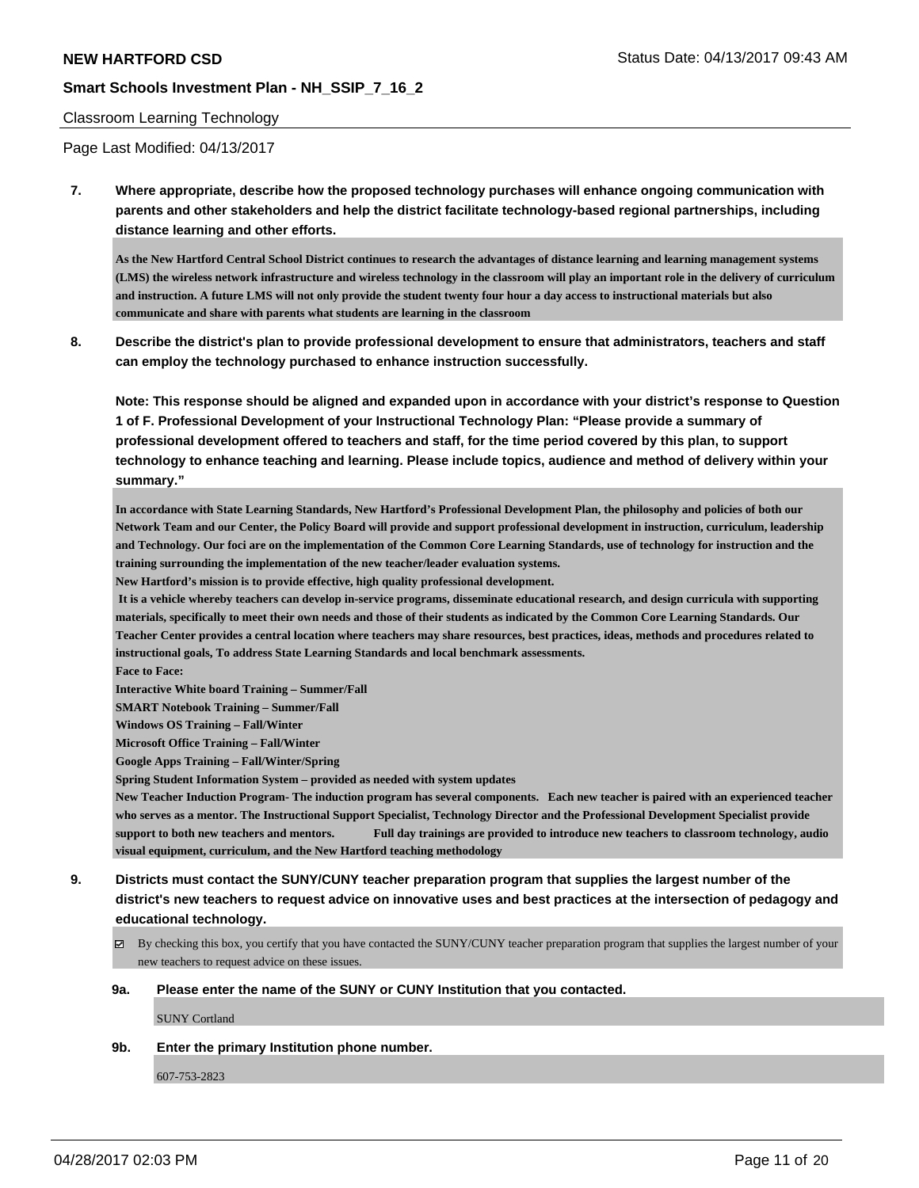Classroom Learning Technology

Page Last Modified: 04/13/2017

**7. Where appropriate, describe how the proposed technology purchases will enhance ongoing communication with parents and other stakeholders and help the district facilitate technology-based regional partnerships, including distance learning and other efforts.**

As the New Hartford Central School District continues to research the advantages of distance learning and learning management systems (LMS) the wireless network infrastructure and wireless technology in the classroom will play an important role in the delivery of curriculum and instruction. A future LMS will not only provide the student twenty four hour a day access to instructional materials but also communicate and share with parents what students are learning in the classroom

**8. Describe the district's plan to provide professional development to ensure that administrators, teachers and staff can employ the technology purchased to enhance instruction successfully.**

**Note: This response should be aligned and expanded upon in accordance with your district's response to Question 1 of F. Professional Development of your Instructional Technology Plan: "Please provide a summary of professional development offered to teachers and staff, for the time period covered by this plan, to support technology to enhance teaching and learning. Please include topics, audience and method of delivery within your summary."**

In accordance with State Learning Standards, New Hartford's Professional Development Plan, the philosophy and policies of both our Network Team and our Center, the Policy Board will provide and support professional development in instruction, curriculum, leadership and Technology. Our foci are on the implementation of the Common Core Learning Standards, use of technology for instruction and the training surrounding the implementation of the new teacher/leader evaluation systems.

New Hartford's mission is to provide effective, high quality professional development.

It is a vehicle whereby teachers can develop in-service programs, disseminate educational research, and design curricula with supporting materials, specifically to meet their own needs and those of their students as indicated by the Common Core Learning Standards. Our Teacher Center provides a central location where teachers may share resources, best practices, ideas, methods and procedures related to instructional goals, To address State Learning Standards and local benchmark assessments.

Face to Face:

Interactive White board Training – Summer/Fall

SMART Notebook Training – Summer/Fall

Windows OS Training – Fall/Winter

Microsoft Office Training – Fall/Winter

Google Apps Training – Fall/Winter/Spring

Spring Student Information System – provided as needed with system updates

New Teacher Induction Program- The induction program has several components. Each new teacher is paired with an experienced teacher who serves as a mentor. The Instructional Support Specialist, Technology Director and the Professional Development Specialist provide support to both new teachers and mentors. Full day trainings are provided to introduce new teachers to classroom technology, audio visual equipment, curriculum, and the New Hartford teaching methodology

**9. Districts must contact the SUNY/CUNY teacher preparation program that supplies the largest number of the district's new teachers to request advice on innovative uses and best practices at the intersection of pedagogy and educational technology.**

☑ By checking this box, you certify that you have contacted the SUNY/CUNY teacher preparation program that supplies the largest number of your new teachers to request advice on these issues.

**9a. Please enter the name of the SUNY or CUNY Institution that you contacted.**

SUNY Cortland

**9b. Enter the primary Institution phone number.**

607-753-2823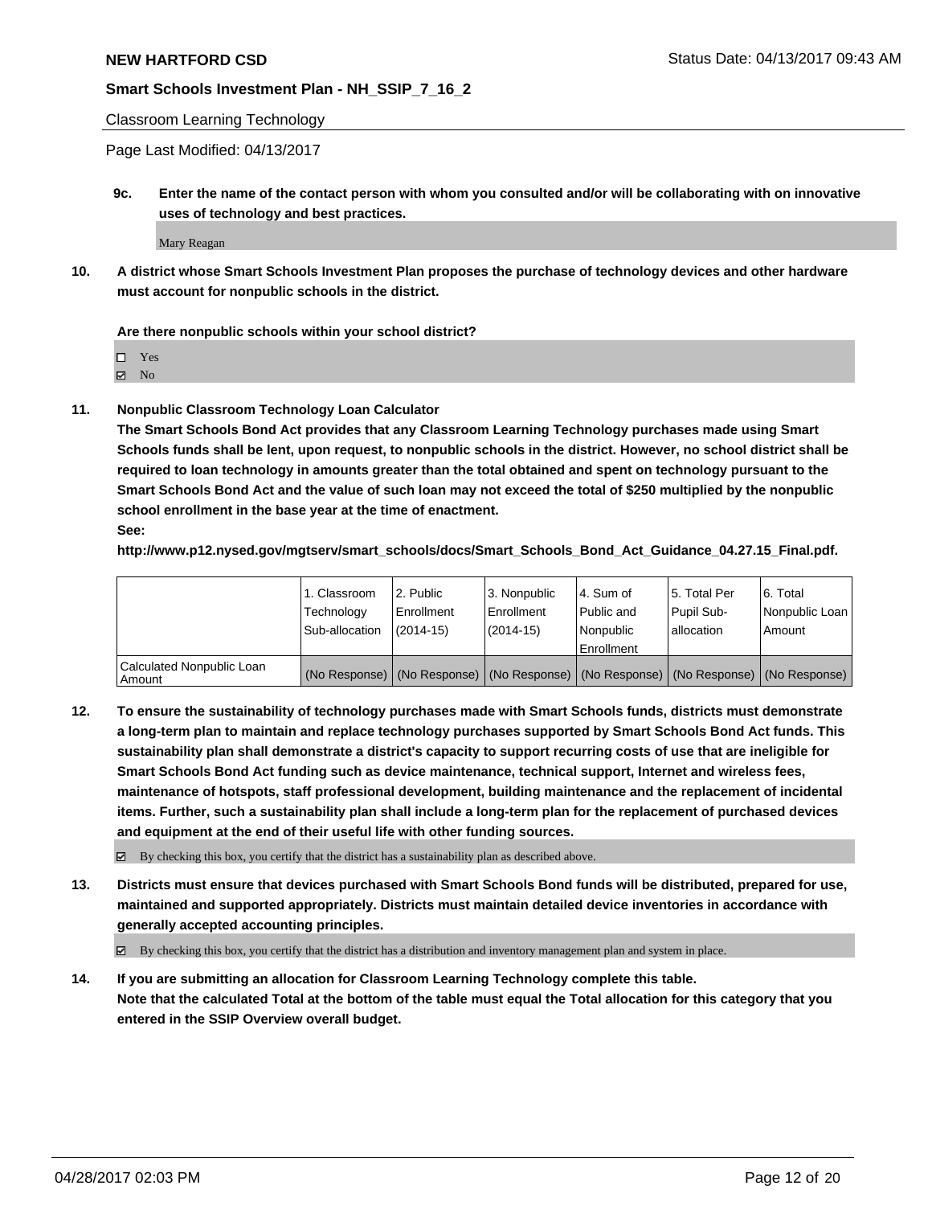Classroom Learning Technology

Page Last Modified: 04/13/2017

**9c. Enter the name of the contact person with whom you consulted and/or will be collaborating with on innovative uses of technology and best practices.**

Mary Reagan

**10. A district whose Smart Schools Investment Plan proposes the purchase of technology devices and other hardware must account for nonpublic schools in the district.**

**Are there nonpublic schools within your school district?**

☐ Yes
☑ No

**11. Nonpublic Classroom Technology Loan Calculator**
**The Smart Schools Bond Act provides that any Classroom Learning Technology purchases made using Smart Schools funds shall be lent, upon request, to nonpublic schools in the district. However, no school district shall be required to loan technology in amounts greater than the total obtained and spent on technology pursuant to the Smart Schools Bond Act and the value of such loan may not exceed the total of $250 multiplied by the nonpublic school enrollment in the base year at the time of enactment.**
**See:**
**http://www.p12.nysed.gov/mgtserv/smart_schools/docs/Smart_Schools_Bond_Act_Guidance_04.27.15_Final.pdf.**

| | 1. Classroom Technology Sub-allocation | 2. Public Enrollment (2014-15) | 3. Nonpublic Enrollment (2014-15) | 4. Sum of Public and Nonpublic Enrollment | 5. Total Per Pupil Sub-allocation | 6. Total Nonpublic Loan Amount |
|---|---|---|---|---|---|---|
| Calculated Nonpublic Loan Amount | (No Response) | (No Response) | (No Response) | (No Response) | (No Response) | (No Response) |

**12. To ensure the sustainability of technology purchases made with Smart Schools funds, districts must demonstrate a long-term plan to maintain and replace technology purchases supported by Smart Schools Bond Act funds. This sustainability plan shall demonstrate a district's capacity to support recurring costs of use that are ineligible for Smart Schools Bond Act funding such as device maintenance, technical support, Internet and wireless fees, maintenance of hotspots, staff professional development, building maintenance and the replacement of incidental items. Further, such a sustainability plan shall include a long-term plan for the replacement of purchased devices and equipment at the end of their useful life with other funding sources.**

☑ By checking this box, you certify that the district has a sustainability plan as described above.

**13. Districts must ensure that devices purchased with Smart Schools Bond funds will be distributed, prepared for use, maintained and supported appropriately. Districts must maintain detailed device inventories in accordance with generally accepted accounting principles.**

☑ By checking this box, you certify that the district has a distribution and inventory management plan and system in place.

**14. If you are submitting an allocation for Classroom Learning Technology complete this table.**
**Note that the calculated Total at the bottom of the table must equal the Total allocation for this category that you entered in the SSIP Overview overall budget.**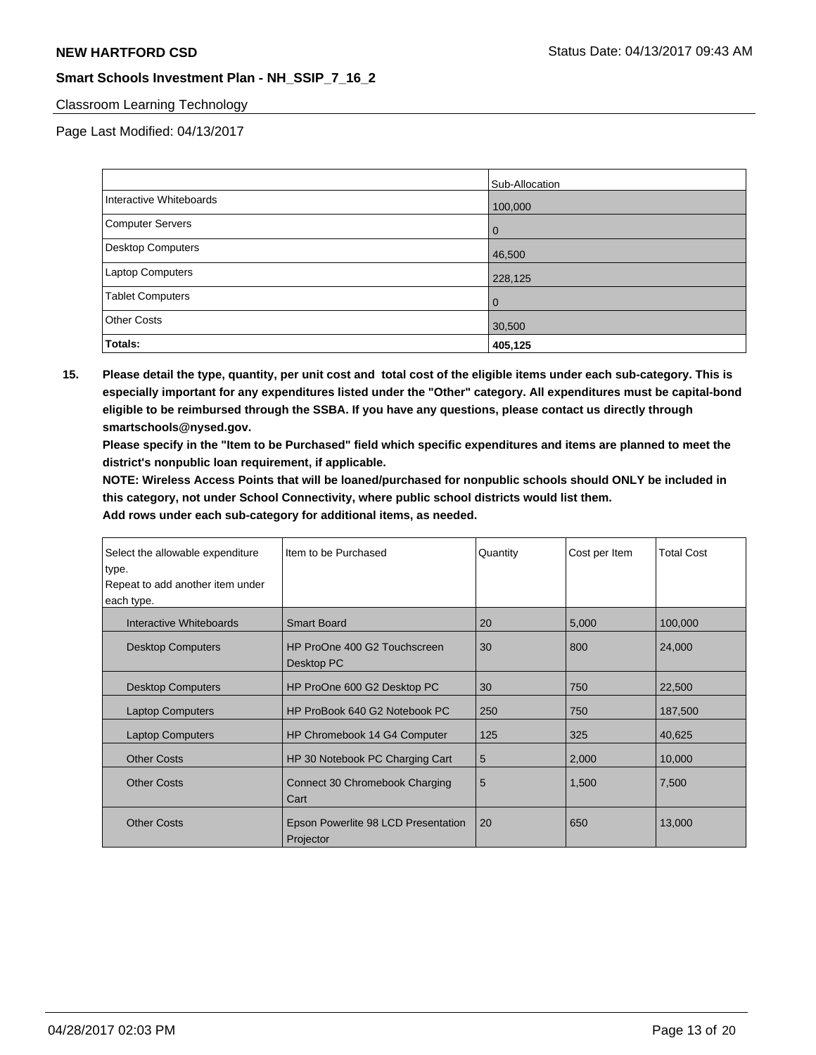Classroom Learning Technology

Page Last Modified: 04/13/2017

| | Sub-Allocation |
|---|---|
| Interactive Whiteboards | 100,000 |
| Computer Servers | 0 |
| Desktop Computers | 46,500 |
| Laptop Computers | 228,125 |
| Tablet Computers | 0 |
| Other Costs | 30,500 |
| **Totals:** | **405,125** |

**15. Please detail the type, quantity, per unit cost and total cost of the eligible items under each sub-category. This is especially important for any expenditures listed under the "Other" category. All expenditures must be capital-bond eligible to be reimbursed through the SSBA. If you have any questions, please contact us directly through smartschools@nysed.gov.**

**Please specify in the "Item to be Purchased" field which specific expenditures and items are planned to meet the district's nonpublic loan requirement, if applicable.**

**NOTE: Wireless Access Points that will be loaned/purchased for nonpublic schools should ONLY be included in this category, not under School Connectivity, where public school districts would list them.**

**Add rows under each sub-category for additional items, as needed.**

| Select the allowable expenditure type. Repeat to add another item under each type. | Item to be Purchased | Quantity | Cost per Item | Total Cost |
|---|---|---|---|---|
| Interactive Whiteboards | Smart Board | 20 | 5,000 | 100,000 |
| Desktop Computers | HP ProOne 400 G2 Touchscreen Desktop PC | 30 | 800 | 24,000 |
| Desktop Computers | HP ProOne 600 G2 Desktop PC | 30 | 750 | 22,500 |
| Laptop Computers | HP ProBook 640 G2 Notebook PC | 250 | 750 | 187,500 |
| Laptop Computers | HP Chromebook 14 G4 Computer | 125 | 325 | 40,625 |
| Other Costs | HP 30 Notebook PC Charging Cart | 5 | 2,000 | 10,000 |
| Other Costs | Connect 30 Chromebook Charging Cart | 5 | 1,500 | 7,500 |
| Other Costs | Epson Powerlite 98 LCD Presentation Projector | 20 | 650 | 13,000 |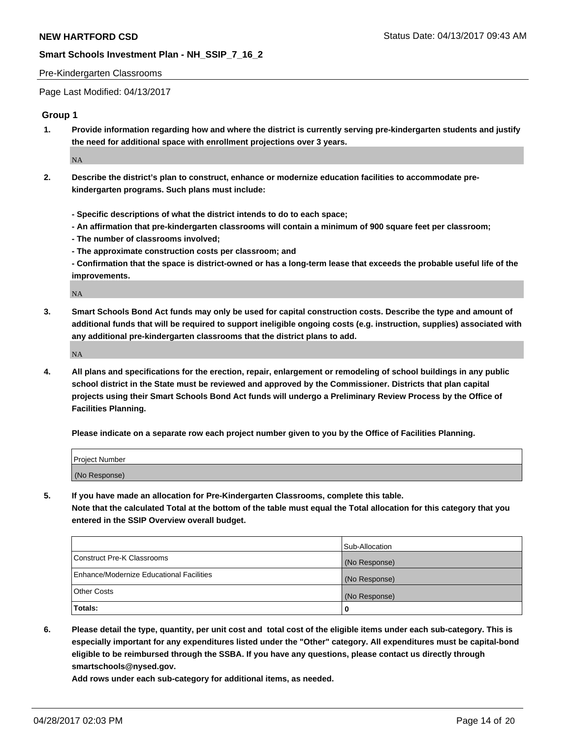Pre-Kindergarten Classrooms

Page Last Modified: 04/13/2017

## Group 1

**1. Provide information regarding how and where the district is currently serving pre-kindergarten students and justify the need for additional space with enrollment projections over 3 years.**

NA

**2. Describe the district's plan to construct, enhance or modernize education facilities to accommodate pre-kindergarten programs. Such plans must include:**

**- Specific descriptions of what the district intends to do to each space;**
**- An affirmation that pre-kindergarten classrooms will contain a minimum of 900 square feet per classroom;**
**- The number of classrooms involved;**
**- The approximate construction costs per classroom; and**
**- Confirmation that the space is district-owned or has a long-term lease that exceeds the probable useful life of the improvements.**

NA

**3. Smart Schools Bond Act funds may only be used for capital construction costs. Describe the type and amount of additional funds that will be required to support ineligible ongoing costs (e.g. instruction, supplies) associated with any additional pre-kindergarten classrooms that the district plans to add.**

NA

**4. All plans and specifications for the erection, repair, enlargement or remodeling of school buildings in any public school district in the State must be reviewed and approved by the Commissioner. Districts that plan capital projects using their Smart Schools Bond Act funds will undergo a Preliminary Review Process by the Office of Facilities Planning.**

**Please indicate on a separate row each project number given to you by the Office of Facilities Planning.**

| Project Number |
|---|
| (No Response) |

**5. If you have made an allocation for Pre-Kindergarten Classrooms, complete this table.**
**Note that the calculated Total at the bottom of the table must equal the Total allocation for this category that you entered in the SSIP Overview overall budget.**

| | Sub-Allocation |
|---|---|
| Construct Pre-K Classrooms | (No Response) |
| Enhance/Modernize Educational Facilities | (No Response) |
| Other Costs | (No Response) |
| **Totals:** | **0** |

**6. Please detail the type, quantity, per unit cost and total cost of the eligible items under each sub-category. This is especially important for any expenditures listed under the "Other" category. All expenditures must be capital-bond eligible to be reimbursed through the SSBA. If you have any questions, please contact us directly through smartschools@nysed.gov.**
**Add rows under each sub-category for additional items, as needed.**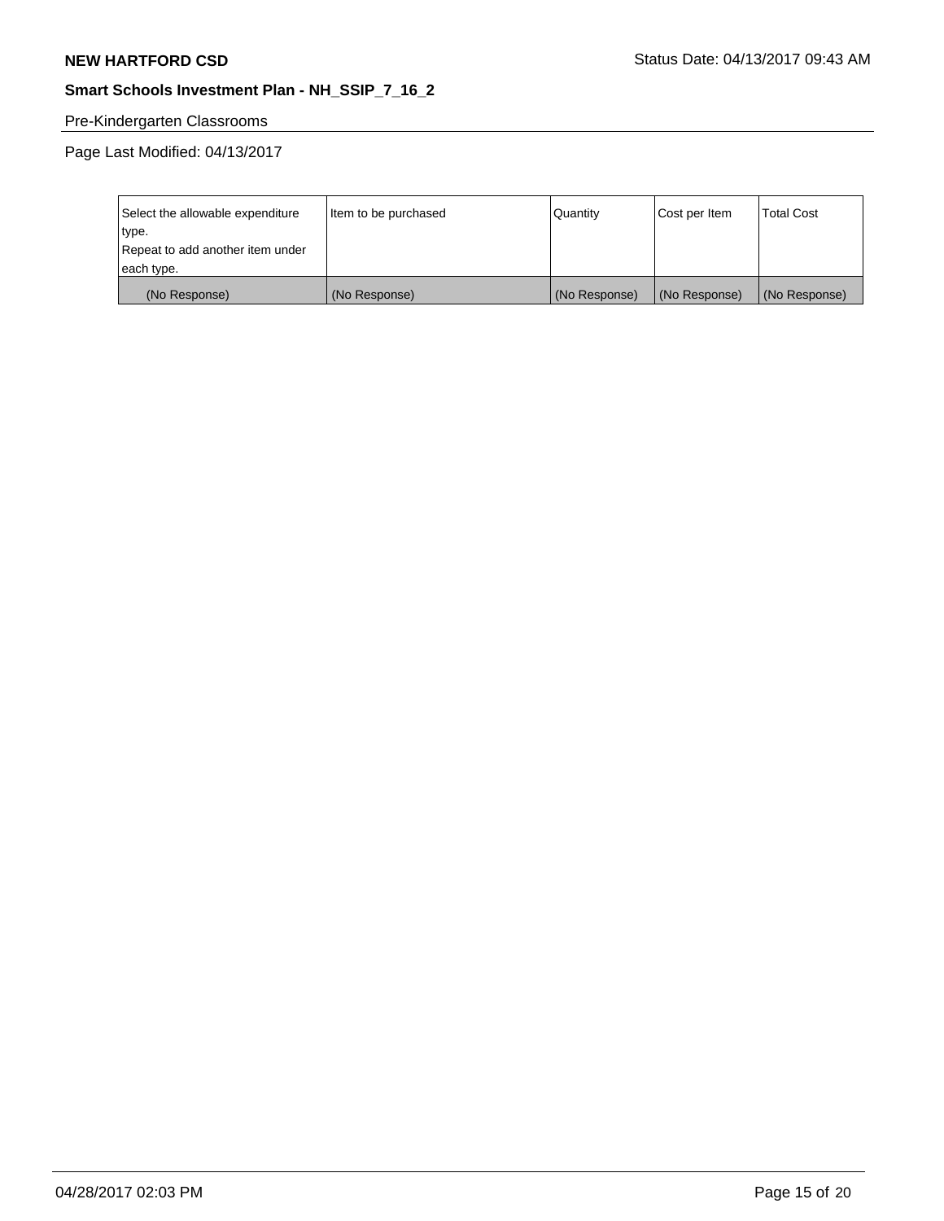Pre-Kindergarten Classrooms

Page Last Modified: 04/13/2017

| Select the allowable expenditure type.<br>Repeat to add another item under each type. | Item to be purchased | Quantity | Cost per Item | Total Cost |
|---|---|---|---|---|
| (No Response) | (No Response) | (No Response) | (No Response) | (No Response) |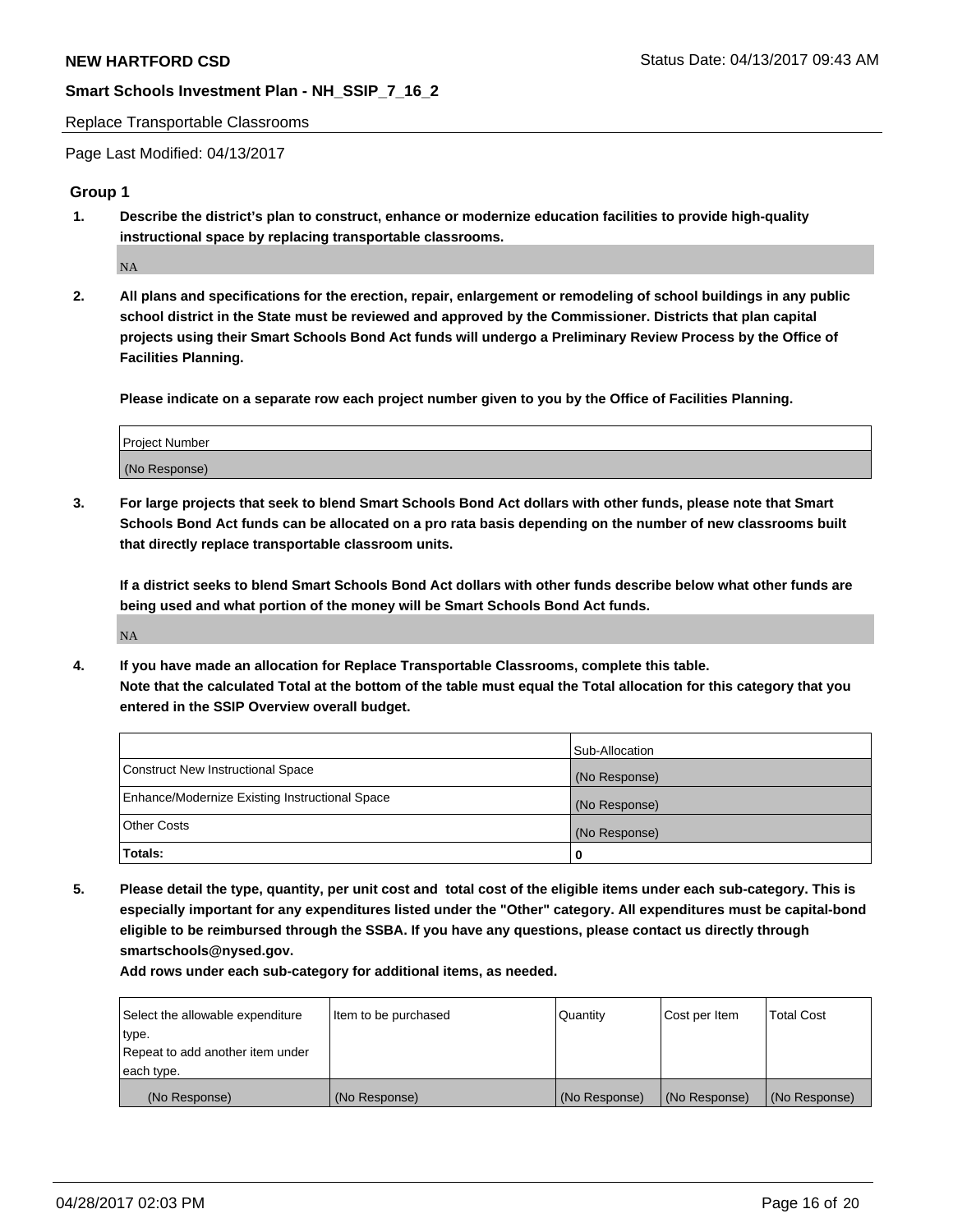**NEW HARTFORD CSD** Status Date: 04/13/2017 09:43 AM

**Smart Schools Investment Plan - NH_SSIP_7_16_2**

Replace Transportable Classrooms

Page Last Modified: 04/13/2017

## Group 1

**1. Describe the district's plan to construct, enhance or modernize education facilities to provide high-quality instructional space by replacing transportable classrooms.**

NA

**2. All plans and specifications for the erection, repair, enlargement or remodeling of school buildings in any public school district in the State must be reviewed and approved by the Commissioner. Districts that plan capital projects using their Smart Schools Bond Act funds will undergo a Preliminary Review Process by the Office of Facilities Planning.**

**Please indicate on a separate row each project number given to you by the Office of Facilities Planning.**

| Project Number |
|---|
| (No Response) |

**3. For large projects that seek to blend Smart Schools Bond Act dollars with other funds, please note that Smart Schools Bond Act funds can be allocated on a pro rata basis depending on the number of new classrooms built that directly replace transportable classroom units.**

**If a district seeks to blend Smart Schools Bond Act dollars with other funds describe below what other funds are being used and what portion of the money will be Smart Schools Bond Act funds.**

NA

**4. If you have made an allocation for Replace Transportable Classrooms, complete this table. Note that the calculated Total at the bottom of the table must equal the Total allocation for this category that you entered in the SSIP Overview overall budget.**

| | Sub-Allocation |
|---|---|
| Construct New Instructional Space | (No Response) |
| Enhance/Modernize Existing Instructional Space | (No Response) |
| Other Costs | (No Response) |
| **Totals:** | **0** |

**5. Please detail the type, quantity, per unit cost and total cost of the eligible items under each sub-category. This is especially important for any expenditures listed under the "Other" category. All expenditures must be capital-bond eligible to be reimbursed through the SSBA. If you have any questions, please contact us directly through smartschools@nysed.gov.**

**Add rows under each sub-category for additional items, as needed.**

| Select the allowable expenditure type. Repeat to add another item under each type. | Item to be purchased | Quantity | Cost per Item | Total Cost |
|---|---|---|---|---|
| (No Response) | (No Response) | (No Response) | (No Response) | (No Response) |

04/28/2017 02:03 PM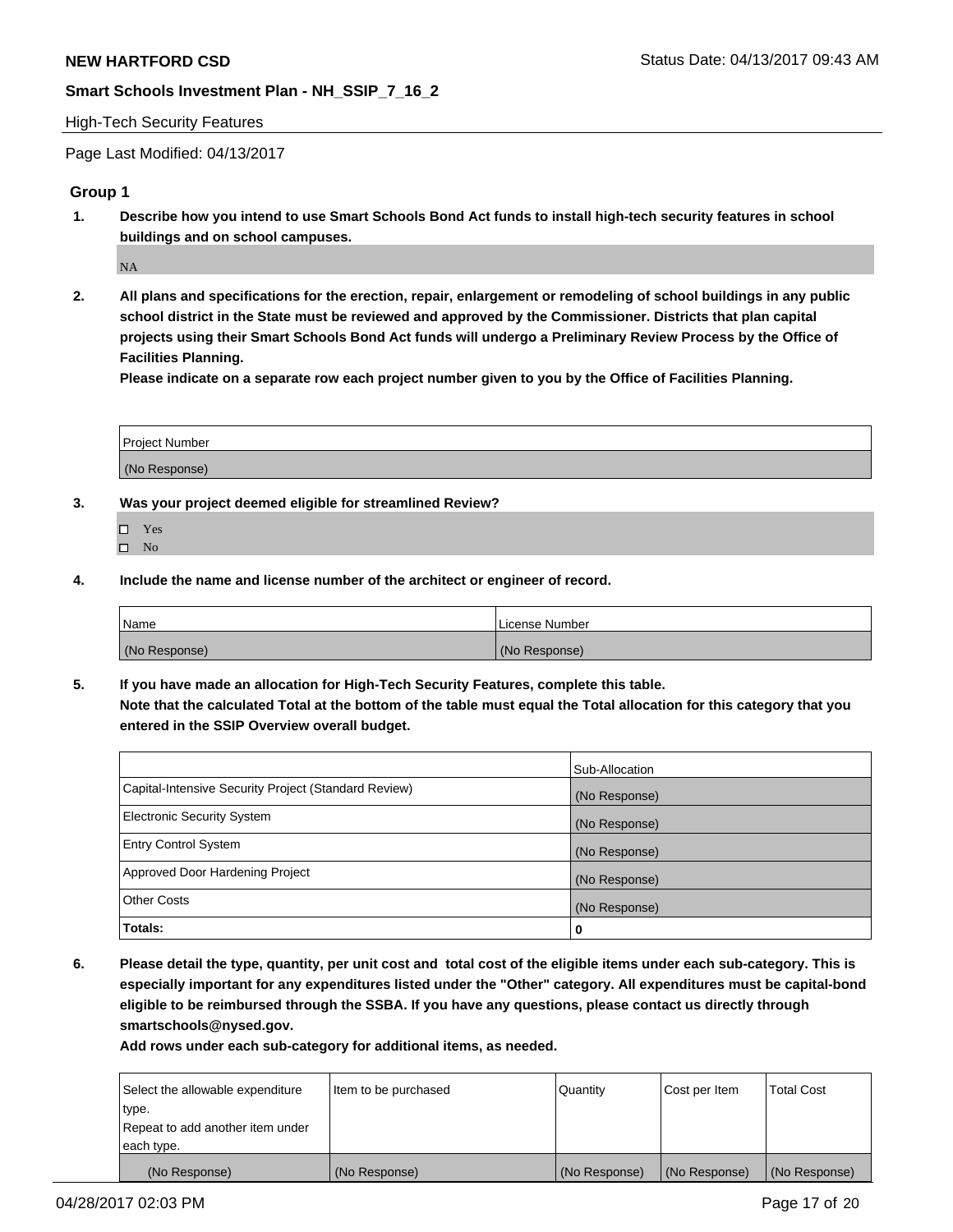**NEW HARTFORD CSD** Status Date: 04/13/2017 09:43 AM

**Smart Schools Investment Plan - NH_SSIP_7_16_2**

High-Tech Security Features

Page Last Modified: 04/13/2017

### Group 1

1. **Describe how you intend to use Smart Schools Bond Act funds to install high-tech security features in school buildings and on school campuses.**

   NA

2. **All plans and specifications for the erection, repair, enlargement or remodeling of school buildings in any public school district in the State must be reviewed and approved by the Commissioner. Districts that plan capital projects using their Smart Schools Bond Act funds will undergo a Preliminary Review Process by the Office of Facilities Planning.**

   **Please indicate on a separate row each project number given to you by the Office of Facilities Planning.**

| Project Number |
| --- |
| (No Response) |

3. **Was your project deemed eligible for streamlined Review?**

   ☐ Yes
   ☐ No

4. **Include the name and license number of the architect or engineer of record.**

| Name | License Number |
| --- | --- |
| (No Response) | (No Response) |

5. **If you have made an allocation for High-Tech Security Features, complete this table.**
   **Note that the calculated Total at the bottom of the table must equal the Total allocation for this category that you entered in the SSIP Overview overall budget.**

| | Sub-Allocation |
| --- | --- |
| Capital-Intensive Security Project (Standard Review) | (No Response) |
| Electronic Security System | (No Response) |
| Entry Control System | (No Response) |
| Approved Door Hardening Project | (No Response) |
| Other Costs | (No Response) |
| **Totals:** | **0** |

6. **Please detail the type, quantity, per unit cost and total cost of the eligible items under each sub-category. This is especially important for any expenditures listed under the "Other" category. All expenditures must be capital-bond eligible to be reimbursed through the SSBA. If you have any questions, please contact us directly through smartschools@nysed.gov.**

   **Add rows under each sub-category for additional items, as needed.**

| Select the allowable expenditure type. Repeat to add another item under each type. | Item to be purchased | Quantity | Cost per Item | Total Cost |
| --- | --- | --- | --- | --- |
| (No Response) | (No Response) | (No Response) | (No Response) | (No Response) |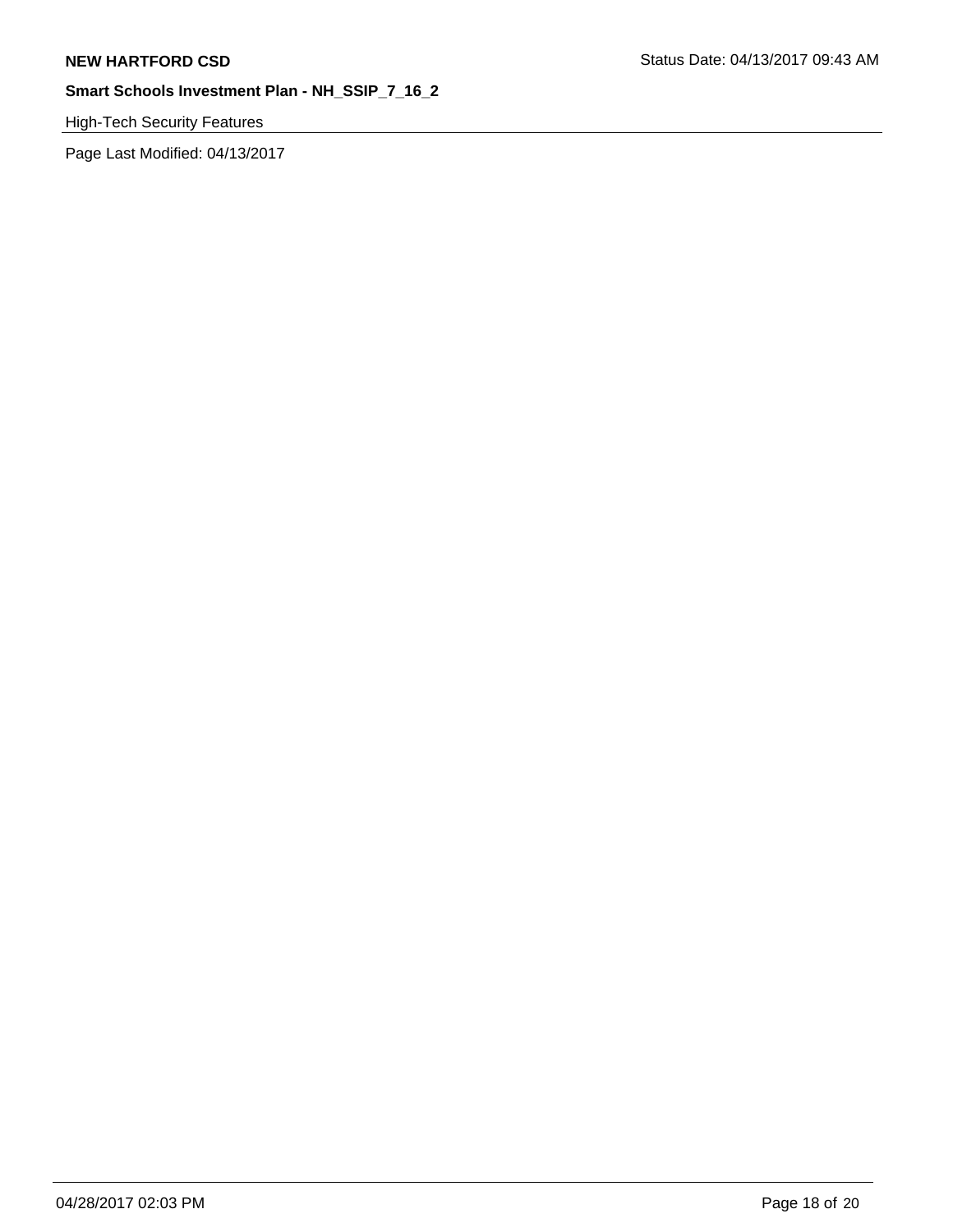High-Tech Security Features

Page Last Modified: 04/13/2017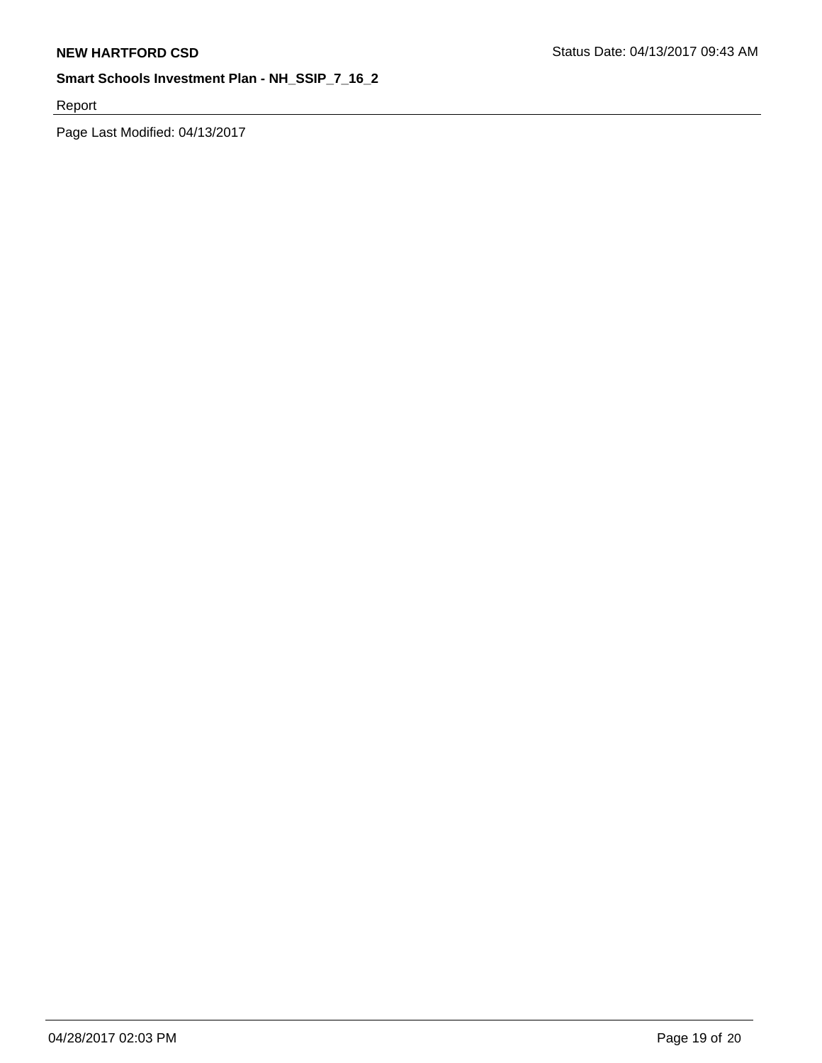Report

Page Last Modified: 04/13/2017